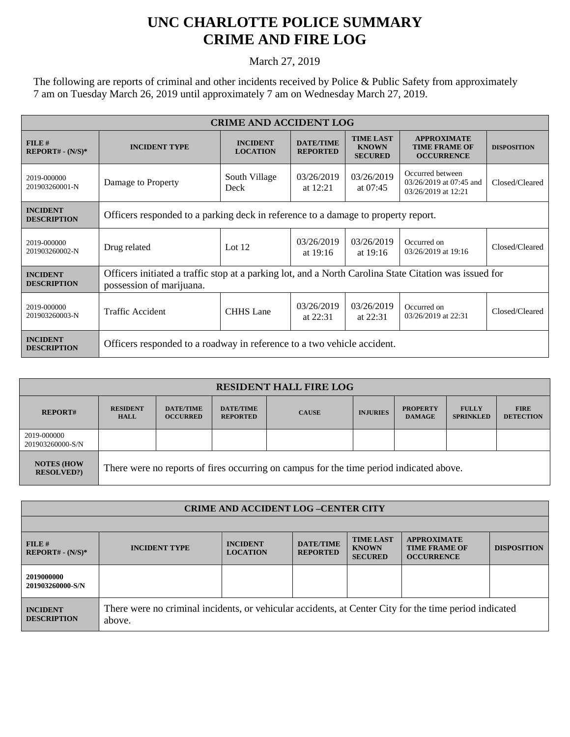# UNC CHARLOTTE POLICE SUMMARY
# CRIME AND FIRE LOG

March 27, 2019

The following are reports of criminal and other incidents received by Police & Public Safety from approximately 7 am on Tuesday March 26, 2019 until approximately 7 am on Wednesday March 27, 2019.

| CRIME AND ACCIDENT LOG | | | | | | |
|---|---|---|---|---|---|---|
| **FILE # REPORT# - (N/S)*** | **INCIDENT TYPE** | **INCIDENT LOCATION** | **DATE/TIME REPORTED** | **TIME LAST KNOWN SECURED** | **APPROXIMATE TIME FRAME OF OCCURRENCE** | **DISPOSITION** |
| 2019-000000 201903260001-N | Damage to Property | South Village Deck | 03/26/2019 at 12:21 | 03/26/2019 at 07:45 | Occurred between 03/26/2019 at 07:45 and 03/26/2019 at 12:21 | Closed/Cleared |
| **INCIDENT DESCRIPTION** | Officers responded to a parking deck in reference to a damage to property report. | | | | | |
| 2019-000000 201903260002-N | Drug related | Lot 12 | 03/26/2019 at 19:16 | 03/26/2019 at 19:16 | Occurred on 03/26/2019 at 19:16 | Closed/Cleared |
| **INCIDENT DESCRIPTION** | Officers initiated a traffic stop at a parking lot, and a North Carolina State Citation was issued for possession of marijuana. | | | | | |
| 2019-000000 201903260003-N | Traffic Accident | CHHS Lane | 03/26/2019 at 22:31 | 03/26/2019 at 22:31 | Occurred on 03/26/2019 at 22:31 | Closed/Cleared |
| **INCIDENT DESCRIPTION** | Officers responded to a roadway in reference to a two vehicle accident. | | | | | |

| RESIDENT HALL FIRE LOG | | | | | | | | |
|---|---|---|---|---|---|---|---|---|
| **REPORT#** | **RESIDENT HALL** | **DATE/TIME OCCURRED** | **DATE/TIME REPORTED** | **CAUSE** | **INJURIES** | **PROPERTY DAMAGE** | **FULLY SPRINKLED** | **FIRE DETECTION** |
| 2019-000000 201903260000-S/N | | | | | | | | |
| **NOTES (HOW RESOLVED?)** | There were no reports of fires occurring on campus for the time period indicated above. | | | | | | | |

| CRIME AND ACCIDENT LOG –CENTER CITY | | | | | | |
|---|---|---|---|---|---|---|
| **FILE # REPORT# - (N/S)*** | **INCIDENT TYPE** | **INCIDENT LOCATION** | **DATE/TIME REPORTED** | **TIME LAST KNOWN SECURED** | **APPROXIMATE TIME FRAME OF OCCURRENCE** | **DISPOSITION** |
| **2019000000 201903260000-S/N** | | | | | | |
| **INCIDENT DESCRIPTION** | There were no criminal incidents, or vehicular accidents, at Center City for the time period indicated above. | | | | | |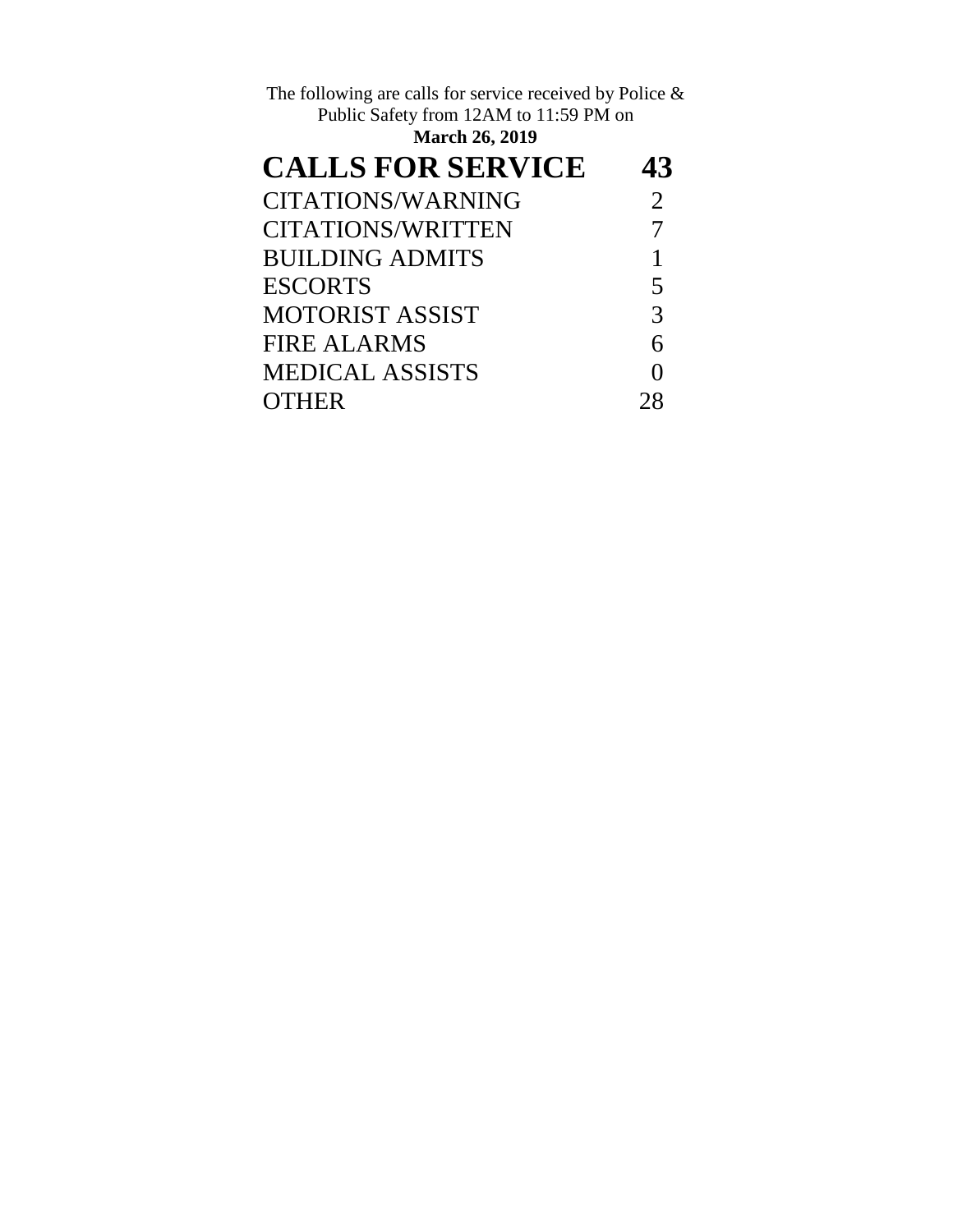The following are calls for service received by Police & Public Safety from 12AM to 11:59 PM on

**March 26, 2019**

| **CALLS FOR SERVICE** | **43** |
|---|---|
| CITATIONS/WARNING | 2 |
| CITATIONS/WRITTEN | 7 |
| BUILDING ADMITS | 1 |
| ESCORTS | 5 |
| MOTORIST ASSIST | 3 |
| FIRE ALARMS | 6 |
| MEDICAL ASSISTS | 0 |
| OTHER | 28 |